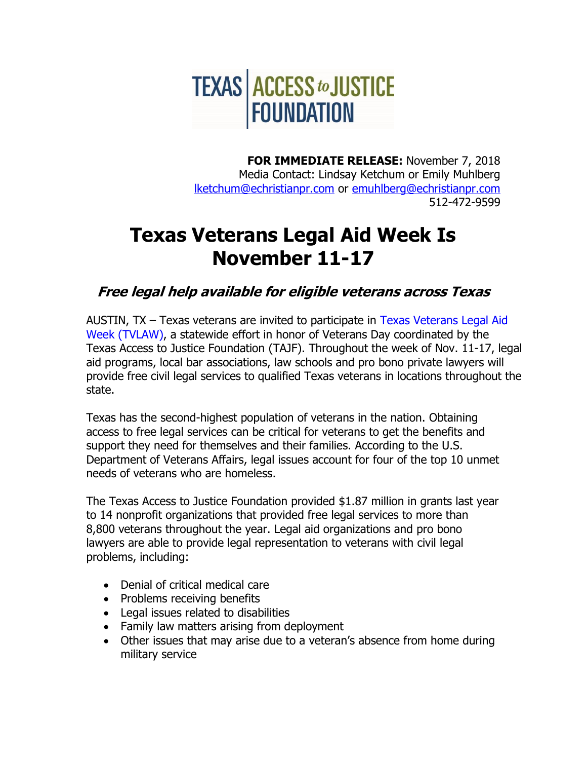TEXAS | ACCESS to JUSTICE FOUNDATION

**FOR IMMEDIATE RELEASE:** November 7, 2018
Media Contact: Lindsay Ketchum or Emily Muhlberg
lketchum@echristianpr.com or emuhlberg@echristianpr.com
512-472-9599

# Texas Veterans Legal Aid Week Is November 11-17

## *Free legal help available for eligible veterans across Texas*

AUSTIN, TX – Texas veterans are invited to participate in Texas Veterans Legal Aid Week (TVLAW), a statewide effort in honor of Veterans Day coordinated by the Texas Access to Justice Foundation (TAJF). Throughout the week of Nov. 11-17, legal aid programs, local bar associations, law schools and pro bono private lawyers will provide free civil legal services to qualified Texas veterans in locations throughout the state.

Texas has the second-highest population of veterans in the nation. Obtaining access to free legal services can be critical for veterans to get the benefits and support they need for themselves and their families. According to the U.S. Department of Veterans Affairs, legal issues account for four of the top 10 unmet needs of veterans who are homeless.

The Texas Access to Justice Foundation provided $1.87 million in grants last year to 14 nonprofit organizations that provided free legal services to more than 8,800 veterans throughout the year. Legal aid organizations and pro bono lawyers are able to provide legal representation to veterans with civil legal problems, including:

- Denial of critical medical care
- Problems receiving benefits
- Legal issues related to disabilities
- Family law matters arising from deployment
- Other issues that may arise due to a veteran's absence from home during military service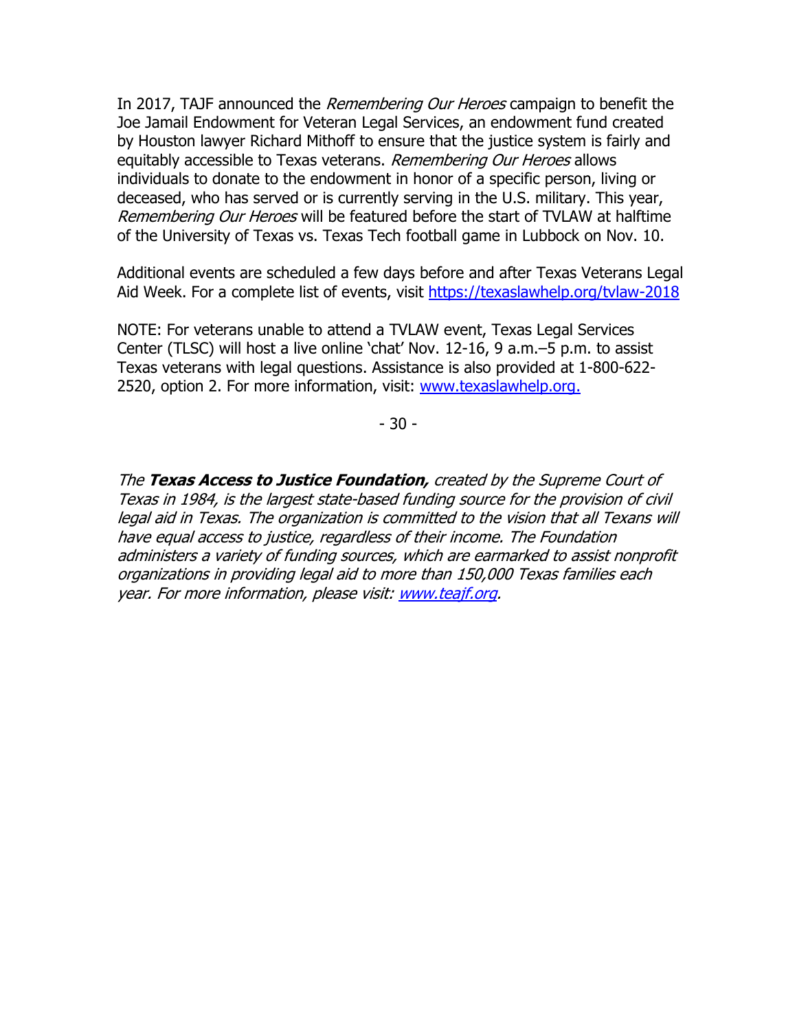In 2017, TAJF announced the *Remembering Our Heroes* campaign to benefit the Joe Jamail Endowment for Veteran Legal Services, an endowment fund created by Houston lawyer Richard Mithoff to ensure that the justice system is fairly and equitably accessible to Texas veterans. *Remembering Our Heroes* allows individuals to donate to the endowment in honor of a specific person, living or deceased, who has served or is currently serving in the U.S. military. This year, *Remembering Our Heroes* will be featured before the start of TVLAW at halftime of the University of Texas vs. Texas Tech football game in Lubbock on Nov. 10.

Additional events are scheduled a few days before and after Texas Veterans Legal Aid Week. For a complete list of events, visit https://texaslawhelp.org/tvlaw-2018

NOTE: For veterans unable to attend a TVLAW event, Texas Legal Services Center (TLSC) will host a live online 'chat' Nov. 12-16, 9 a.m.–5 p.m. to assist Texas veterans with legal questions. Assistance is also provided at 1-800-622-2520, option 2. For more information, visit: www.texaslawhelp.org.

- 30 -

*The **Texas Access to Justice Foundation,** created by the Supreme Court of Texas in 1984, is the largest state-based funding source for the provision of civil legal aid in Texas. The organization is committed to the vision that all Texans will have equal access to justice, regardless of their income. The Foundation administers a variety of funding sources, which are earmarked to assist nonprofit organizations in providing legal aid to more than 150,000 Texas families each year. For more information, please visit: www.teajf.org.*